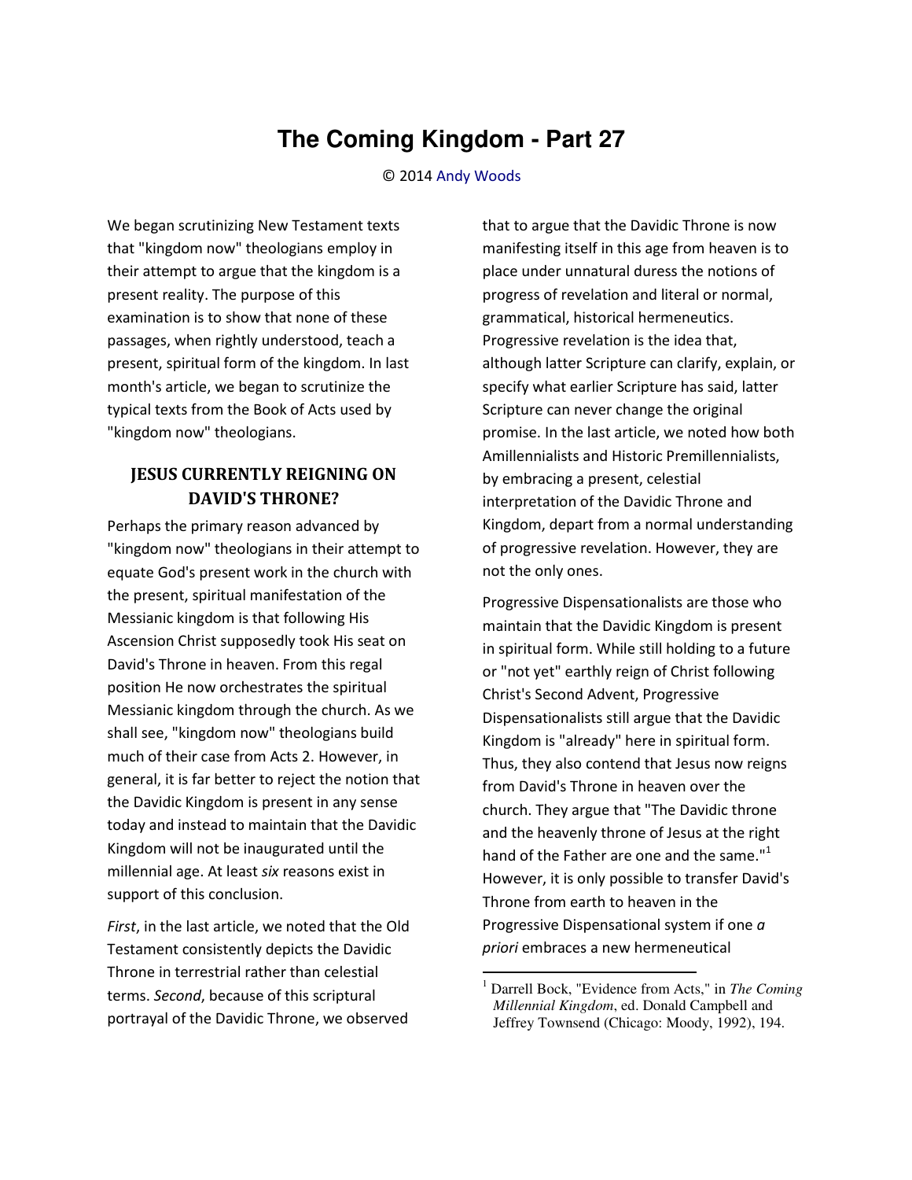# The Coming Kingdom - Part 27

© 2014 Andy Woods

We began scrutinizing New Testament texts that "kingdom now" theologians employ in their attempt to argue that the kingdom is a present reality. The purpose of this examination is to show that none of these passages, when rightly understood, teach a present, spiritual form of the kingdom. In last month's article, we began to scrutinize the typical texts from the Book of Acts used by "kingdom now" theologians.

## JESUS CURRENTLY REIGNING ON DAVID'S THRONE?

Perhaps the primary reason advanced by "kingdom now" theologians in their attempt to equate God's present work in the church with the present, spiritual manifestation of the Messianic kingdom is that following His Ascension Christ supposedly took His seat on David's Throne in heaven. From this regal position He now orchestrates the spiritual Messianic kingdom through the church. As we shall see, "kingdom now" theologians build much of their case from Acts 2. However, in general, it is far better to reject the notion that the Davidic Kingdom is present in any sense today and instead to maintain that the Davidic Kingdom will not be inaugurated until the millennial age. At least *six* reasons exist in support of this conclusion.

*First*, in the last article, we noted that the Old Testament consistently depicts the Davidic Throne in terrestrial rather than celestial terms. *Second*, because of this scriptural portrayal of the Davidic Throne, we observed that to argue that the Davidic Throne is now manifesting itself in this age from heaven is to place under unnatural duress the notions of progress of revelation and literal or normal, grammatical, historical hermeneutics. Progressive revelation is the idea that, although latter Scripture can clarify, explain, or specify what earlier Scripture has said, latter Scripture can never change the original promise. In the last article, we noted how both Amillennialists and Historic Premillennialists, by embracing a present, celestial interpretation of the Davidic Throne and Kingdom, depart from a normal understanding of progressive revelation. However, they are not the only ones.

Progressive Dispensationalists are those who maintain that the Davidic Kingdom is present in spiritual form. While still holding to a future or "not yet" earthly reign of Christ following Christ's Second Advent, Progressive Dispensationalists still argue that the Davidic Kingdom is "already" here in spiritual form. Thus, they also contend that Jesus now reigns from David's Throne in heaven over the church. They argue that "The Davidic throne and the heavenly throne of Jesus at the right hand of the Father are one and the same."[1] However, it is only possible to transfer David's Throne from earth to heaven in the Progressive Dispensational system if one *a priori* embraces a new hermeneutical

[1] Darrell Bock, "Evidence from Acts," in *The Coming Millennial Kingdom*, ed. Donald Campbell and Jeffrey Townsend (Chicago: Moody, 1992), 194.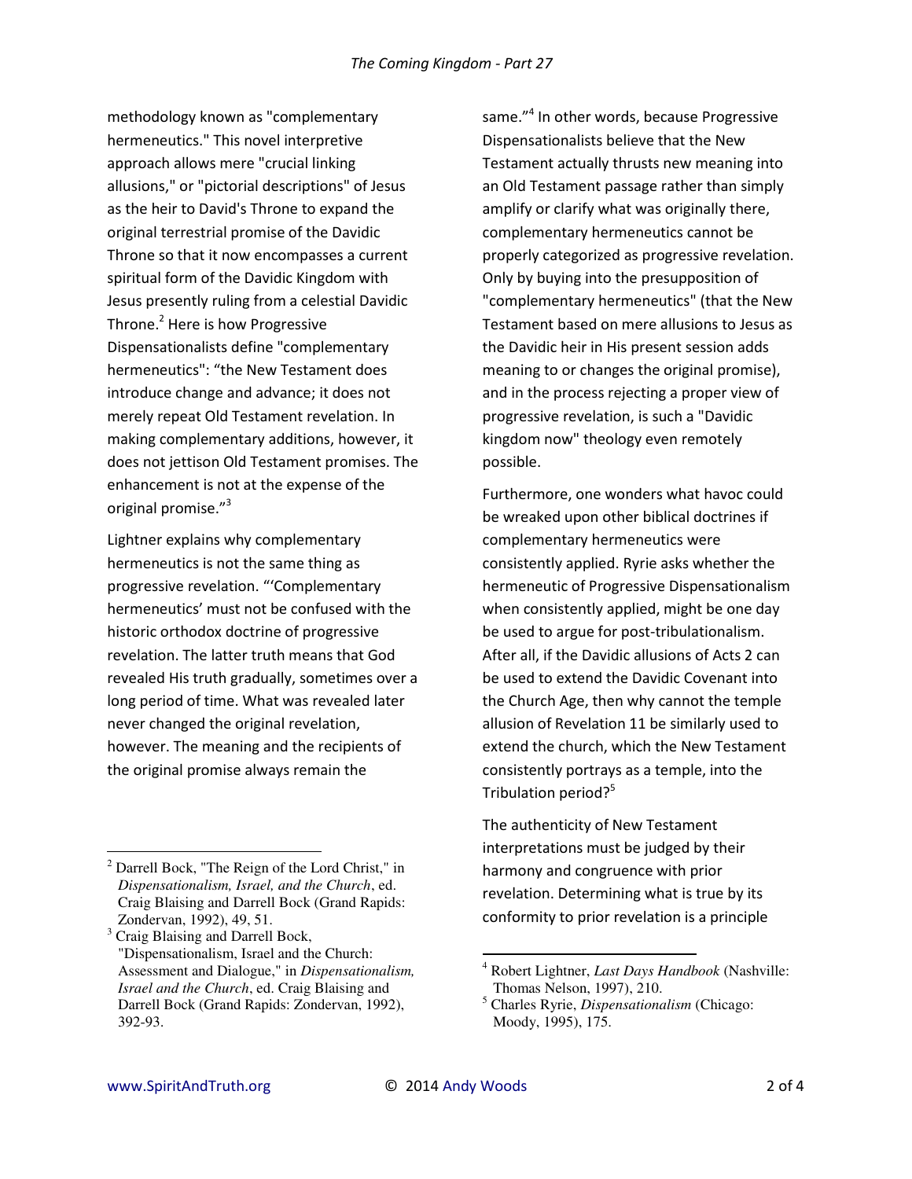methodology known as "complementary hermeneutics." This novel interpretive approach allows mere "crucial linking allusions," or "pictorial descriptions" of Jesus as the heir to David's Throne to expand the original terrestrial promise of the Davidic Throne so that it now encompasses a current spiritual form of the Davidic Kingdom with Jesus presently ruling from a celestial Davidic Throne.[2] Here is how Progressive Dispensationalists define "complementary hermeneutics": "the New Testament does introduce change and advance; it does not merely repeat Old Testament revelation. In making complementary additions, however, it does not jettison Old Testament promises. The enhancement is not at the expense of the original promise."[3]

Lightner explains why complementary hermeneutics is not the same thing as progressive revelation. "'Complementary hermeneutics' must not be confused with the historic orthodox doctrine of progressive revelation. The latter truth means that God revealed His truth gradually, sometimes over a long period of time. What was revealed later never changed the original revelation, however. The meaning and the recipients of the original promise always remain the same."[4] In other words, because Progressive Dispensationalists believe that the New Testament actually thrusts new meaning into an Old Testament passage rather than simply amplify or clarify what was originally there, complementary hermeneutics cannot be properly categorized as progressive revelation. Only by buying into the presupposition of "complementary hermeneutics" (that the New Testament based on mere allusions to Jesus as the Davidic heir in His present session adds meaning to or changes the original promise), and in the process rejecting a proper view of progressive revelation, is such a "Davidic kingdom now" theology even remotely possible.

Furthermore, one wonders what havoc could be wreaked upon other biblical doctrines if complementary hermeneutics were consistently applied. Ryrie asks whether the hermeneutic of Progressive Dispensationalism when consistently applied, might be one day be used to argue for post-tribulationalism. After all, if the Davidic allusions of Acts 2 can be used to extend the Davidic Covenant into the Church Age, then why cannot the temple allusion of Revelation 11 be similarly used to extend the church, which the New Testament consistently portrays as a temple, into the Tribulation period?[5]

The authenticity of New Testament interpretations must be judged by their harmony and congruence with prior revelation. Determining what is true by its conformity to prior revelation is a principle

---

[2] Darrell Bock, "The Reign of the Lord Christ," in *Dispensationalism, Israel, and the Church*, ed. Craig Blaising and Darrell Bock (Grand Rapids: Zondervan, 1992), 49, 51.

[3] Craig Blaising and Darrell Bock, "Dispensationalism, Israel and the Church: Assessment and Dialogue," in *Dispensationalism, Israel and the Church*, ed. Craig Blaising and Darrell Bock (Grand Rapids: Zondervan, 1992), 392-93.

[4] Robert Lightner, *Last Days Handbook* (Nashville: Thomas Nelson, 1997), 210.

[5] Charles Ryrie, *Dispensationalism* (Chicago: Moody, 1995), 175.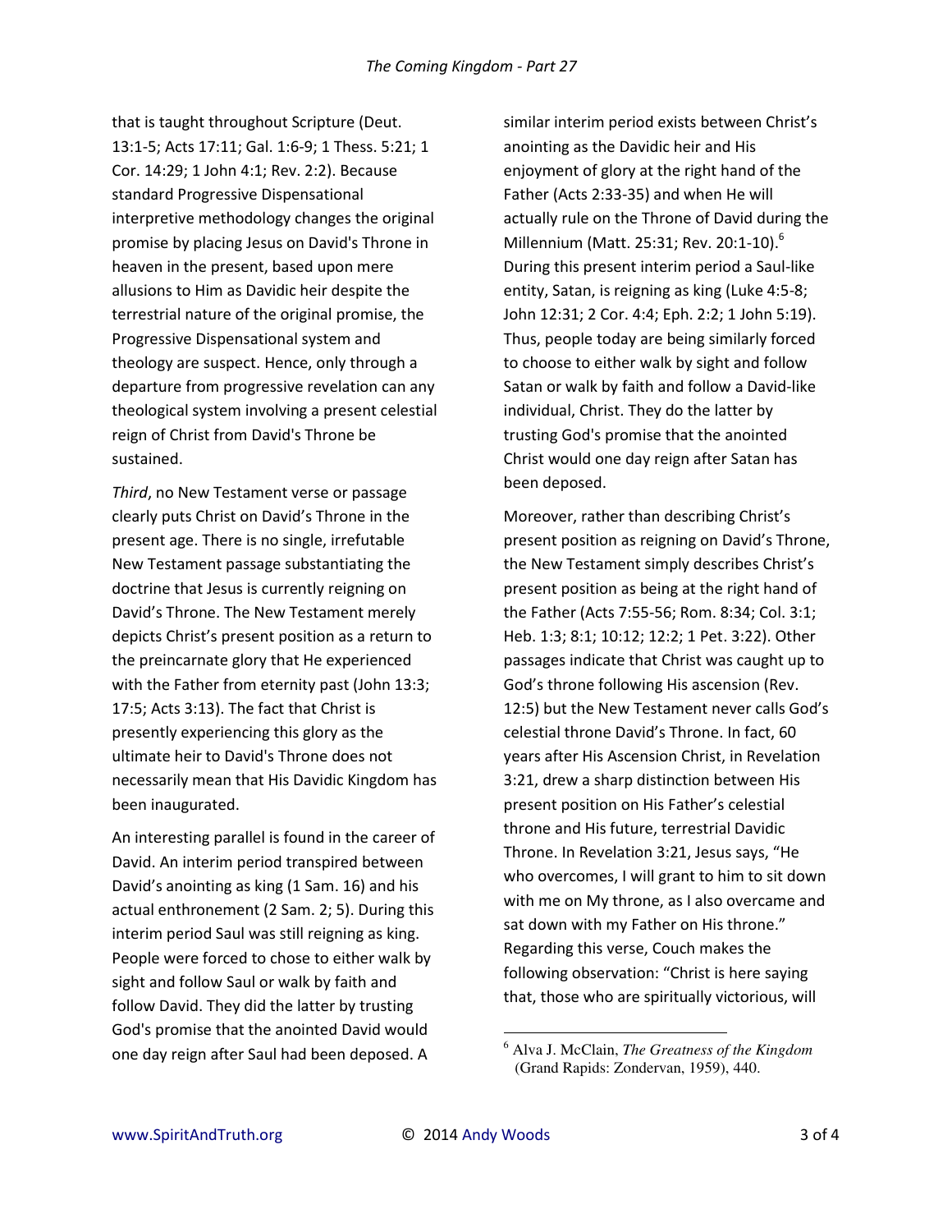that is taught throughout Scripture (Deut. 13:1-5; Acts 17:11; Gal. 1:6-9; 1 Thess. 5:21; 1 Cor. 14:29; 1 John 4:1; Rev. 2:2). Because standard Progressive Dispensational interpretive methodology changes the original promise by placing Jesus on David's Throne in heaven in the present, based upon mere allusions to Him as Davidic heir despite the terrestrial nature of the original promise, the Progressive Dispensational system and theology are suspect. Hence, only through a departure from progressive revelation can any theological system involving a present celestial reign of Christ from David's Throne be sustained.

*Third*, no New Testament verse or passage clearly puts Christ on David's Throne in the present age. There is no single, irrefutable New Testament passage substantiating the doctrine that Jesus is currently reigning on David's Throne. The New Testament merely depicts Christ's present position as a return to the preincarnate glory that He experienced with the Father from eternity past (John 13:3; 17:5; Acts 3:13). The fact that Christ is presently experiencing this glory as the ultimate heir to David's Throne does not necessarily mean that His Davidic Kingdom has been inaugurated.

An interesting parallel is found in the career of David. An interim period transpired between David's anointing as king (1 Sam. 16) and his actual enthronement (2 Sam. 2; 5). During this interim period Saul was still reigning as king. People were forced to chose to either walk by sight and follow Saul or walk by faith and follow David. They did the latter by trusting God's promise that the anointed David would one day reign after Saul had been deposed. A similar interim period exists between Christ's anointing as the Davidic heir and His enjoyment of glory at the right hand of the Father (Acts 2:33-35) and when He will actually rule on the Throne of David during the Millennium (Matt. 25:31; Rev. 20:1-10).[6] During this present interim period a Saul-like entity, Satan, is reigning as king (Luke 4:5-8; John 12:31; 2 Cor. 4:4; Eph. 2:2; 1 John 5:19). Thus, people today are being similarly forced to choose to either walk by sight and follow Satan or walk by faith and follow a David-like individual, Christ. They do the latter by trusting God's promise that the anointed Christ would one day reign after Satan has been deposed.

Moreover, rather than describing Christ's present position as reigning on David's Throne, the New Testament simply describes Christ's present position as being at the right hand of the Father (Acts 7:55-56; Rom. 8:34; Col. 3:1; Heb. 1:3; 8:1; 10:12; 12:2; 1 Pet. 3:22). Other passages indicate that Christ was caught up to God's throne following His ascension (Rev. 12:5) but the New Testament never calls God's celestial throne David's Throne. In fact, 60 years after His Ascension Christ, in Revelation 3:21, drew a sharp distinction between His present position on His Father's celestial throne and His future, terrestrial Davidic Throne. In Revelation 3:21, Jesus says, "He who overcomes, I will grant to him to sit down with me on My throne, as I also overcame and sat down with my Father on His throne." Regarding this verse, Couch makes the following observation: "Christ is here saying that, those who are spiritually victorious, will

---

[6] Alva J. McClain, *The Greatness of the Kingdom* (Grand Rapids: Zondervan, 1959), 440.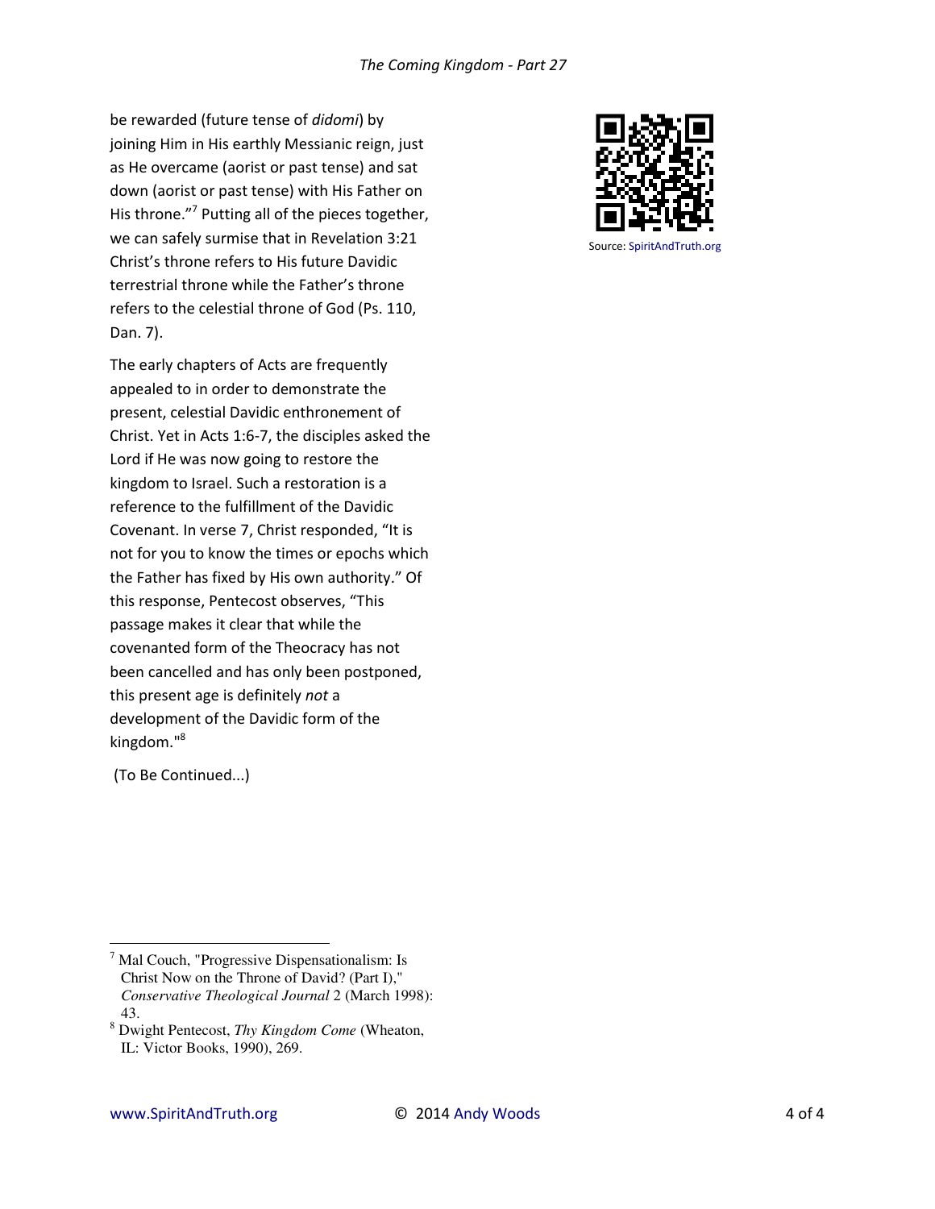be rewarded (future tense of *didomi*) by joining Him in His earthly Messianic reign, just as He overcame (aorist or past tense) and sat down (aorist or past tense) with His Father on His throne."[7] Putting all of the pieces together, we can safely surmise that in Revelation 3:21 Christ's throne refers to His future Davidic terrestrial throne while the Father's throne refers to the celestial throne of God (Ps. 110, Dan. 7).

The early chapters of Acts are frequently appealed to in order to demonstrate the present, celestial Davidic enthronement of Christ. Yet in Acts 1:6-7, the disciples asked the Lord if He was now going to restore the kingdom to Israel. Such a restoration is a reference to the fulfillment of the Davidic Covenant. In verse 7, Christ responded, "It is not for you to know the times or epochs which the Father has fixed by His own authority." Of this response, Pentecost observes, "This passage makes it clear that while the covenanted form of the Theocracy has not been cancelled and has only been postponed, this present age is definitely *not* a development of the Davidic form of the kingdom."[8]

(To Be Continued...)

Source: SpiritAndTruth.org

---

[7] Mal Couch, "Progressive Dispensationalism: Is Christ Now on the Throne of David? (Part I)," *Conservative Theological Journal* 2 (March 1998): 43.

[8] Dwight Pentecost, *Thy Kingdom Come* (Wheaton, IL: Victor Books, 1990), 269.